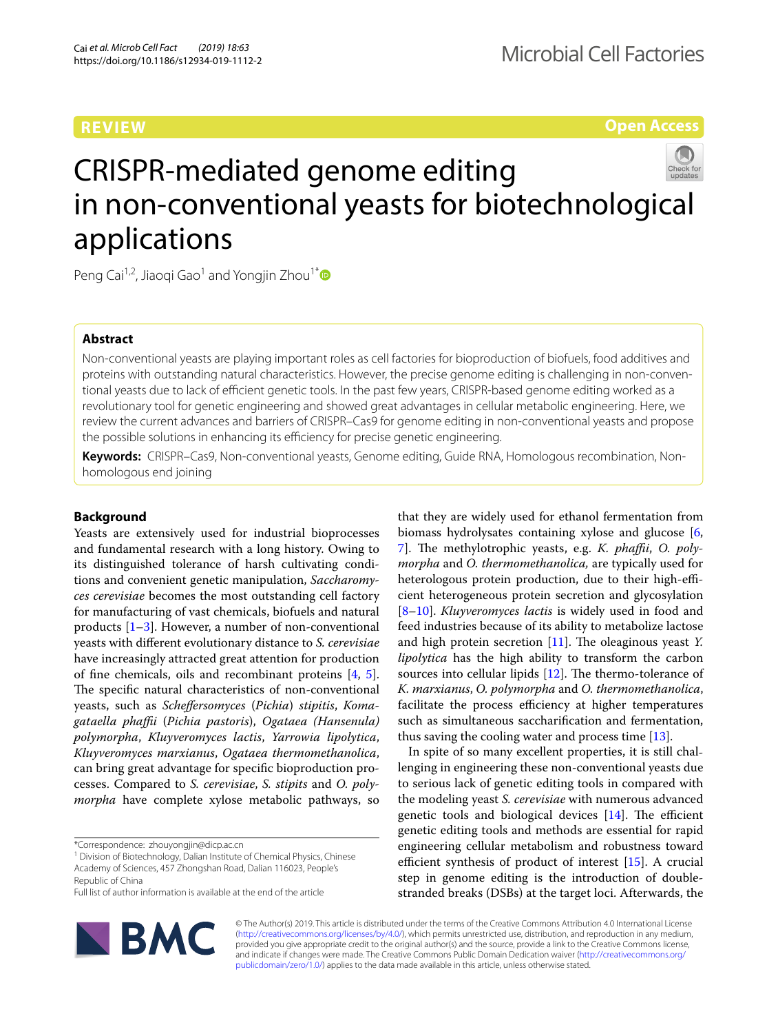REVIEW

Open Access

# CRISPR-mediated genome editing in non-conventional yeasts for biotechnological applications

Peng Cai[1,2], Jiaoqi Gao[1] and Yongjin Zhou[1*]

## Abstract

Non-conventional yeasts are playing important roles as cell factories for bioproduction of biofuels, food additives and proteins with outstanding natural characteristics. However, the precise genome editing is challenging in non-conventional yeasts due to lack of efficient genetic tools. In the past few years, CRISPR-based genome editing worked as a revolutionary tool for genetic engineering and showed great advantages in cellular metabolic engineering. Here, we review the current advances and barriers of CRISPR–Cas9 for genome editing in non-conventional yeasts and propose the possible solutions in enhancing its efficiency for precise genetic engineering.

**Keywords:** CRISPR–Cas9, Non-conventional yeasts, Genome editing, Guide RNA, Homologous recombination, Non-homologous end joining

## Background

Yeasts are extensively used for industrial bioprocesses and fundamental research with a long history. Owing to its distinguished tolerance of harsh cultivating conditions and convenient genetic manipulation, *Saccharomyces cerevisiae* becomes the most outstanding cell factory for manufacturing of vast chemicals, biofuels and natural products [1–3]. However, a number of non-conventional yeasts with different evolutionary distance to *S. cerevisiae* have increasingly attracted great attention for production of fine chemicals, oils and recombinant proteins [4, 5]. The specific natural characteristics of non-conventional yeasts, such as *Scheffersomyces* (*Pichia*) *stipitis*, *Komagataella phaffii* (*Pichia pastoris*), *Ogataea (Hansenula) polymorpha*, *Kluyveromyces lactis*, *Yarrowia lipolytica*, *Kluyveromyces marxianus*, *Ogataea thermomethanolica*, can bring great advantage for specific bioproduction processes. Compared to *S. cerevisiae*, *S. stipits* and *O. polymorpha* have complete xylose metabolic pathways, so that they are widely used for ethanol fermentation from biomass hydrolysates containing xylose and glucose [6, 7]. The methylotrophic yeasts, e.g. *K. phaffii*, *O. polymorpha* and *O. thermomethanolica*, are typically used for heterologous protein production, due to their high-efficient heterogeneous protein secretion and glycosylation [8–10]. *Kluyveromyces lactis* is widely used in food and feed industries because of its ability to metabolize lactose and high protein secretion [11]. The oleaginous yeast *Y. lipolytica* has the high ability to transform the carbon sources into cellular lipids [12]. The thermo-tolerance of *K. marxianus*, *O. polymorpha* and *O. thermomethanolica*, facilitate the process efficiency at higher temperatures such as simultaneous saccharification and fermentation, thus saving the cooling water and process time [13].

In spite of so many excellent properties, it is still challenging in engineering these non-conventional yeasts due to serious lack of genetic editing tools in compared with the modeling yeast *S. cerevisiae* with numerous advanced genetic tools and biological devices [14]. The efficient genetic editing tools and methods are essential for rapid engineering cellular metabolism and robustness toward efficient synthesis of product of interest [15]. A crucial step in genome editing is the introduction of double-stranded breaks (DSBs) at the target loci. Afterwards, the

*Correspondence: zhouyongjin@dicp.ac.cn
[1] Division of Biotechnology, Dalian Institute of Chemical Physics, Chinese Academy of Sciences, 457 Zhongshan Road, Dalian 116023, People's Republic of China
Full list of author information is available at the end of the article

© The Author(s) 2019. This article is distributed under the terms of the Creative Commons Attribution 4.0 International License (http://creativecommons.org/licenses/by/4.0/), which permits unrestricted use, distribution, and reproduction in any medium, provided you give appropriate credit to the original author(s) and the source, provide a link to the Creative Commons license, and indicate if changes were made. The Creative Commons Public Domain Dedication waiver (http://creativecommons.org/publicdomain/zero/1.0/) applies to the data made available in this article, unless otherwise stated.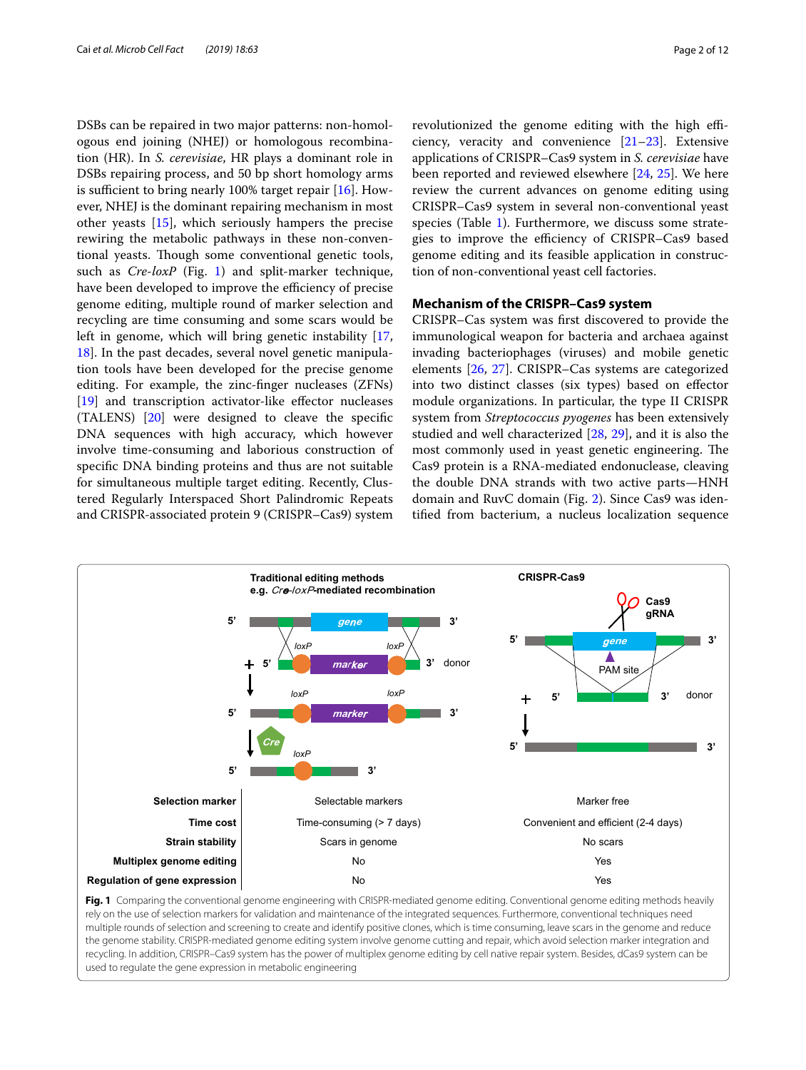DSBs can be repaired in two major patterns: non-homologous end joining (NHEJ) or homologous recombination (HR). In *S. cerevisiae*, HR plays a dominant role in DSBs repairing process, and 50 bp short homology arms is sufficient to bring nearly 100% target repair [16]. However, NHEJ is the dominant repairing mechanism in most other yeasts [15], which seriously hampers the precise rewiring the metabolic pathways in these non-conventional yeasts. Though some conventional genetic tools, such as *Cre-loxP* (Fig. 1) and split-marker technique, have been developed to improve the efficiency of precise genome editing, multiple round of marker selection and recycling are time consuming and some scars would be left in genome, which will bring genetic instability [17, 18]. In the past decades, several novel genetic manipulation tools have been developed for the precise genome editing. For example, the zinc-finger nucleases (ZFNs) [19] and transcription activator-like effector nucleases (TALENS) [20] were designed to cleave the specific DNA sequences with high accuracy, which however involve time-consuming and laborious construction of specific DNA binding proteins and thus are not suitable for simultaneous multiple target editing. Recently, Clustered Regularly Interspaced Short Palindromic Repeats and CRISPR-associated protein 9 (CRISPR–Cas9) system revolutionized the genome editing with the high efficiency, veracity and convenience [21–23]. Extensive applications of CRISPR–Cas9 system in *S. cerevisiae* have been reported and reviewed elsewhere [24, 25]. We here review the current advances on genome editing using CRISPR–Cas9 system in several non-conventional yeast species (Table 1). Furthermore, we discuss some strategies to improve the efficiency of CRISPR–Cas9 based genome editing and its feasible application in construction of non-conventional yeast cell factories.

## Mechanism of the CRISPR–Cas9 system

CRISPR–Cas system was first discovered to provide the immunological weapon for bacteria and archaea against invading bacteriophages (viruses) and mobile genetic elements [26, 27]. CRISPR–Cas systems are categorized into two distinct classes (six types) based on effector module organizations. In particular, the type II CRISPR system from *Streptococcus pyogenes* has been extensively studied and well characterized [28, 29], and it is also the most commonly used in yeast genetic engineering. The Cas9 protein is a RNA-mediated endonuclease, cleaving the double DNA strands with two active parts—HNH domain and RuvC domain (Fig. 2). Since Cas9 was identified from bacterium, a nucleus localization sequence

| | Traditional editing methods e.g. *Cre-loxP*-mediated recombination | CRISPR-Cas9 |
|---|---|---|
| **Selection marker** | Selectable markers | Marker free |
| **Time cost** | Time-consuming (> 7 days) | Convenient and efficient (2-4 days) |
| **Strain stability** | Scars in genome | No scars |
| **Multiplex genome editing** | No | Yes |
| **Regulation of gene expression** | No | Yes |

**Fig. 1** Comparing the conventional genome engineering with CRISPR-mediated genome editing. Conventional genome editing methods heavily rely on the use of selection markers for validation and maintenance of the integrated sequences. Furthermore, conventional techniques need multiple rounds of selection and screening to create and identify positive clones, which is time consuming, leave scars in the genome and reduce the genome stability. CRISPR-mediated genome editing system involve genome cutting and repair, which avoid selection marker integration and recycling. In addition, CRISPR–Cas9 system has the power of multiplex genome editing by cell native repair system. Besides, dCas9 system can be used to regulate the gene expression in metabolic engineering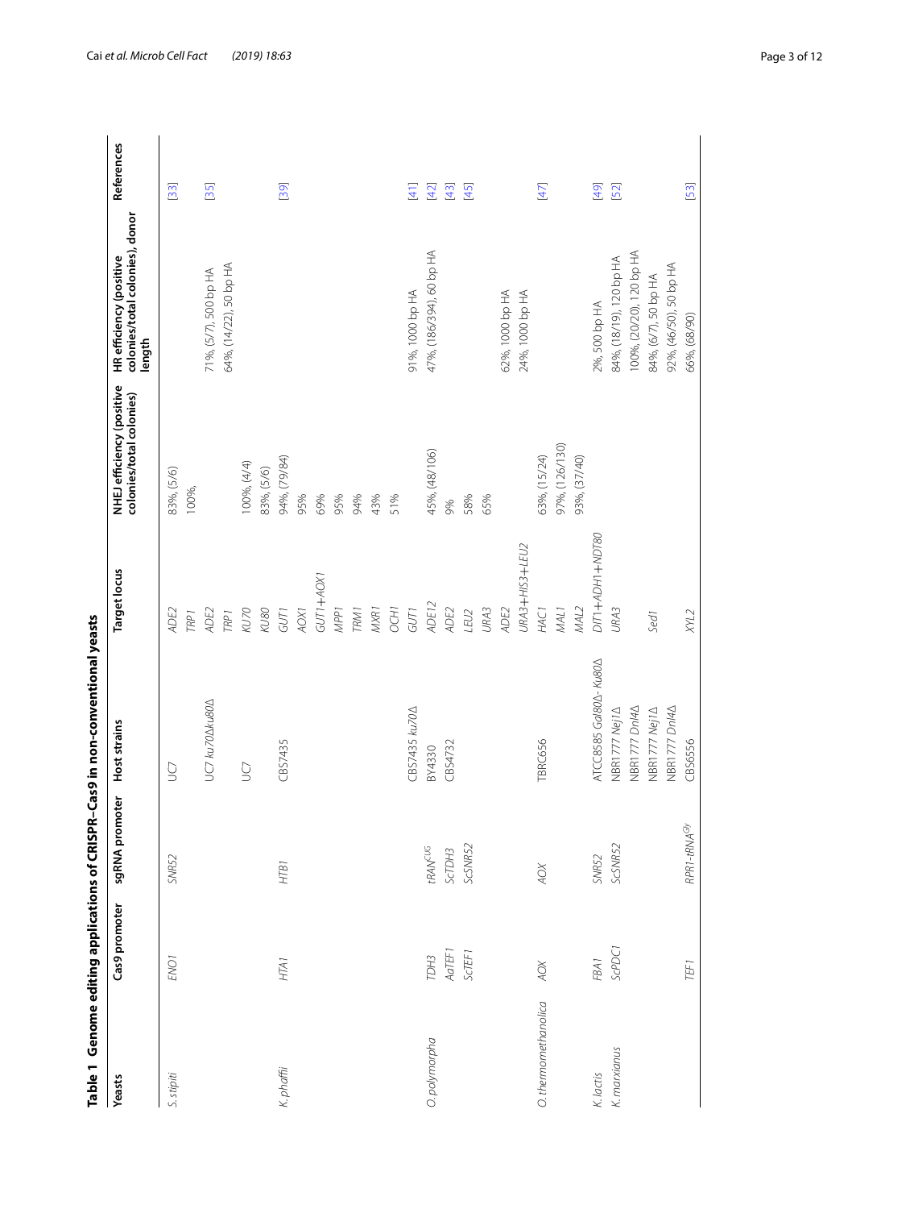**Table 1 Genome editing applications of CRISPR–Cas9 in non-conventional yeasts**

| Yeasts | Cas9 promoter | sgRNA promoter | Host strains | Target locus | NHEJ efficiency (positive colonies/total colonies) | HR efficiency (positive colonies/total colonies), donor length | References |
|---|---|---|---|---|---|---|---|
| *S. stipiti* | *ENO1* | *SNR52* | *UC7* | *ADE2* | 83%, (5/6) | | [33] |
| | | | | *TRP1* | 100%, | | |
| | | | *UC7 ku70Δku80Δ* | *ADE2* | | 71%, (5/7), 500 bp HA | [35] |
| | | | | *TRP1* | | 64%, (14/22), 50 bp HA | |
| | | | *UC7* | *KU70* | 100%, (4/4) | | |
| | | | | *KU80* | 83%, (5/6) | | |
| *K. phaffii* | *HTA1* | *HTB1* | *CBS7435* | *GUT1* | 94%, (79/84) | | [39] |
| | | | | *AOX1* | 95% | | |
| | | | | *GUT1+AOX1* | 69% | | |
| | | | | *MPP1* | 95% | | |
| | | | | *TRM1* | 94% | | |
| | | | | *MXR1* | 43% | | |
| | | | | *OCH1* | 51% | | |
| | | | *CBS7435 ku70Δ* | *GUT1* | | 91%, 1000 bp HA | [41] |
| *O. polymorpha* | *TDH3* | *tRNA*$^{CUG}$ | *BY4330* | *ADE12* | 45%, (48/106) | 47%, (186/394), 60 bp HA | [42] |
| | *AaTEF1* | *ScTDH3* | *CBS4732* | *ADE2* | 9% | | [43] |
| | *ScTEF1* | *ScSNR52* | | *LEU2* | 58% | | [45] |
| | | | | *URA3* | 65% | | |
| | | | | *ADE2* | | 62%, 1000 bp HA | |
| | | | | *URA3+HIS3+LEU2* | | 24%, 1000 bp HA | |
| *O. thermomethanolica* | *AOX* | *AOX* | *TBRC656* | *HAC1* | 63%, (15/24) | | [47] |
| | | | | *MAL1* | 97%, (126/130) | | |
| | | | | *MAL2* | 93%, (37/40) | | |
| *K. lactis* | *FBA1* | *SNR52* | *ATCC8585 Gal80Δ-Ku80Δ* | *DIT1+ADH1+NDT80* | | 2%, 500 bp HA | [49] |
| *K. marxianus* | *ScPDC1* | *ScSNR52* | *NBR1777 Nej1Δ* | *URA3* | | 84%, (18/19), 120 bp HA | [52] |
| | | | *NBR1777 Dnl4Δ* | | | 100%, (20/20), 120 bp HA | |
| | | | *NBR1777 Nej1Δ* | *Sed1* | | 84%, (6/7), 50 bp HA | |
| | | | *NBR1777 Dnl4Δ* | | | 92%, (46/50), 50 bp HA | |
| | *TEF1* | *RPR1-tRNA*$^{Gly}$ | *CBS6556* | *XYL2* | | 66%, (68/90) | [53] |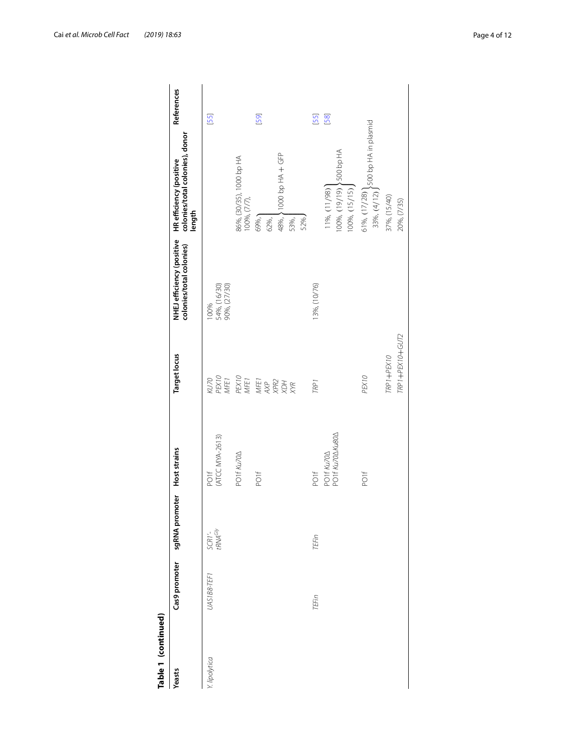**Table 1 (continued)**

| Yeasts | Cas9 promoter | sgRNA promoter | Host strains | Target locus | NHEJ efficiency (positive colonies/total colonies) | HR efficiency (positive colonies/total colonies), donor length | References |
|---|---|---|---|---|---|---|---|
| *Y. lipolytica* | *UAS1B8-TEF1* | *SCR1'-tRNA*$^{Gly}$ | PO1f (ATCC MYA-2613) | *KU70* | 100% | | [55] |
| | | | | *PEX10* | 54%, (16/30) | | |
| | | | | *MFE1* | 90%, (27/30) | | |
| | | | PO1f *Ku70*Δ | *PEX10* | | 86%, (30/35), 1000 bp HA | |
| | | | | *MFE1* | | 100%, (7/7), | |
| | | | PO1f | *MFE1* | | 69%, 1000 bp HA + GFP | [59] |
| | | | | *AXP* | | 62%, 1000 bp HA + GFP | |
| | | | | *XPR2* | | 48%, 1000 bp HA + GFP | |
| | | | | *XDH* | | 53%, 1000 bp HA + GFP | |
| | | | | *XYR* | | 52%, 1000 bp HA + GFP | |
| | *TEFin* | *TEFin* | PO1f | *TRP1* | 13%, (10/76) | 11%, (11/98), 500 bp HA | [55] |
| | | | PO1f *Ku70*Δ | | | 100%, (19/19), 500 bp HA | [58] |
| | | | PO1f *Ku70*Δ *Ku80*Δ | | | 100%, (15/15), 500 bp HA | |
| | | | PO1f | *PEX10* | | 61%, (17/28), 500 bp HA in plasmid | |
| | | | | | | 33%, (4/12), 500 bp HA in plasmid | |
| | | | | *TRP1*+*PEX10* | | 37%, (15/40) | |
| | | | | *TRP1*+*PEX10*+*GUT2* | | 20%, (7/35) | |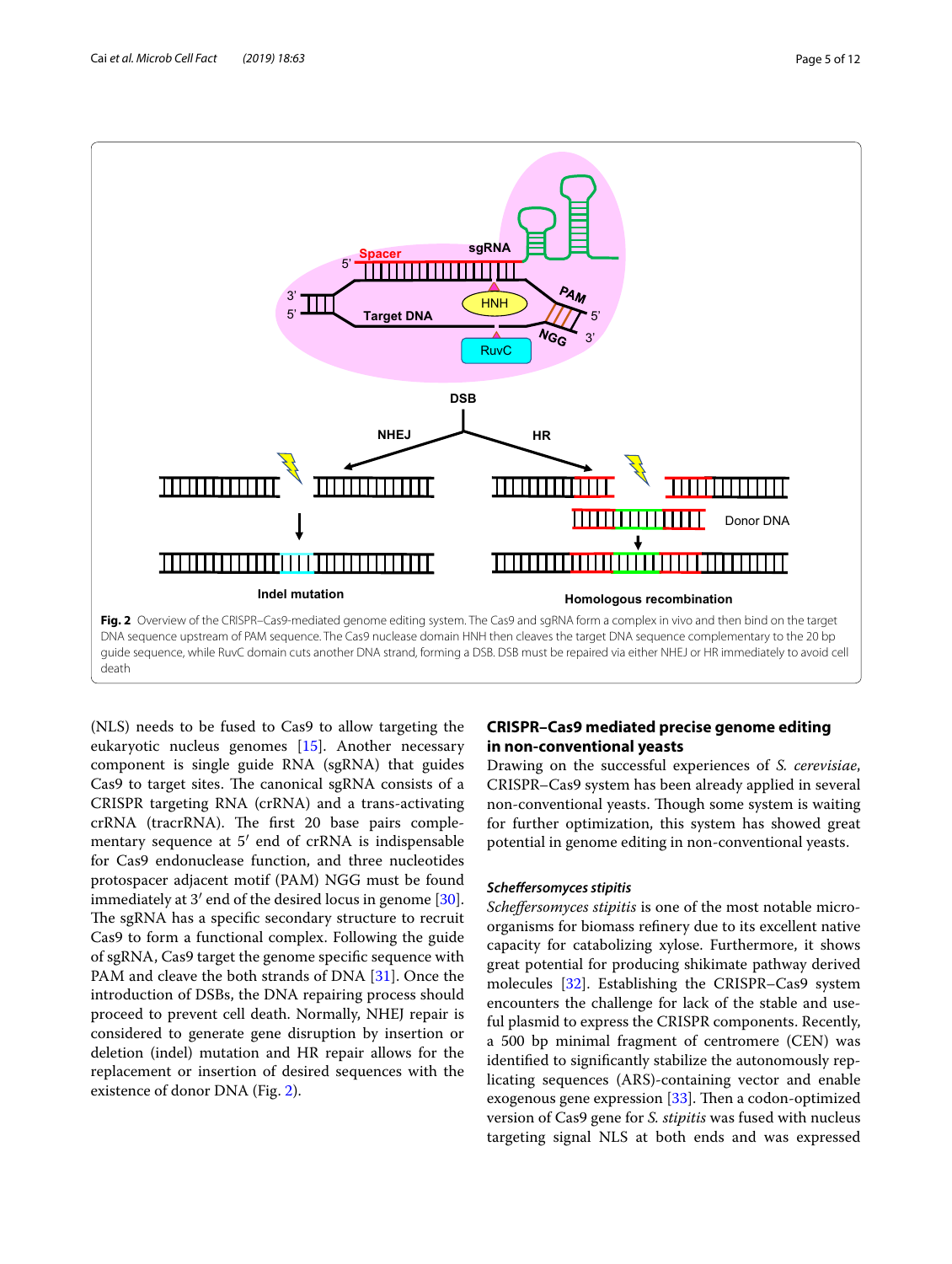**Fig. 2** Overview of the CRISPR–Cas9-mediated genome editing system. The Cas9 and sgRNA form a complex in vivo and then bind on the target DNA sequence upstream of PAM sequence. The Cas9 nuclease domain HNH then cleaves the target DNA sequence complementary to the 20 bp guide sequence, while RuvC domain cuts another DNA strand, forming a DSB. DSB must be repaired via either NHEJ or HR immediately to avoid cell death

(NLS) needs to be fused to Cas9 to allow targeting the eukaryotic nucleus genomes [15]. Another necessary component is single guide RNA (sgRNA) that guides Cas9 to target sites. The canonical sgRNA consists of a CRISPR targeting RNA (crRNA) and a trans-activating crRNA (tracrRNA). The first 20 base pairs complementary sequence at 5′ end of crRNA is indispensable for Cas9 endonuclease function, and three nucleotides protospacer adjacent motif (PAM) NGG must be found immediately at 3′ end of the desired locus in genome [30]. The sgRNA has a specific secondary structure to recruit Cas9 to form a functional complex. Following the guide of sgRNA, Cas9 target the genome specific sequence with PAM and cleave the both strands of DNA [31]. Once the introduction of DSBs, the DNA repairing process should proceed to prevent cell death. Normally, NHEJ repair is considered to generate gene disruption by insertion or deletion (indel) mutation and HR repair allows for the replacement or insertion of desired sequences with the existence of donor DNA (Fig. 2).

## CRISPR–Cas9 mediated precise genome editing in non-conventional yeasts

Drawing on the successful experiences of *S. cerevisiae*, CRISPR–Cas9 system has been already applied in several non-conventional yeasts. Though some system is waiting for further optimization, this system has showed great potential in genome editing in non-conventional yeasts.

### *Scheffersomyces stipitis*

*Scheffersomyces stipitis* is one of the most notable microorganisms for biomass refinery due to its excellent native capacity for catabolizing xylose. Furthermore, it shows great potential for producing shikimate pathway derived molecules [32]. Establishing the CRISPR–Cas9 system encounters the challenge for lack of the stable and useful plasmid to express the CRISPR components. Recently, a 500 bp minimal fragment of centromere (CEN) was identified to significantly stabilize the autonomously replicating sequences (ARS)-containing vector and enable exogenous gene expression [33]. Then a codon-optimized version of Cas9 gene for *S. stipitis* was fused with nucleus targeting signal NLS at both ends and was expressed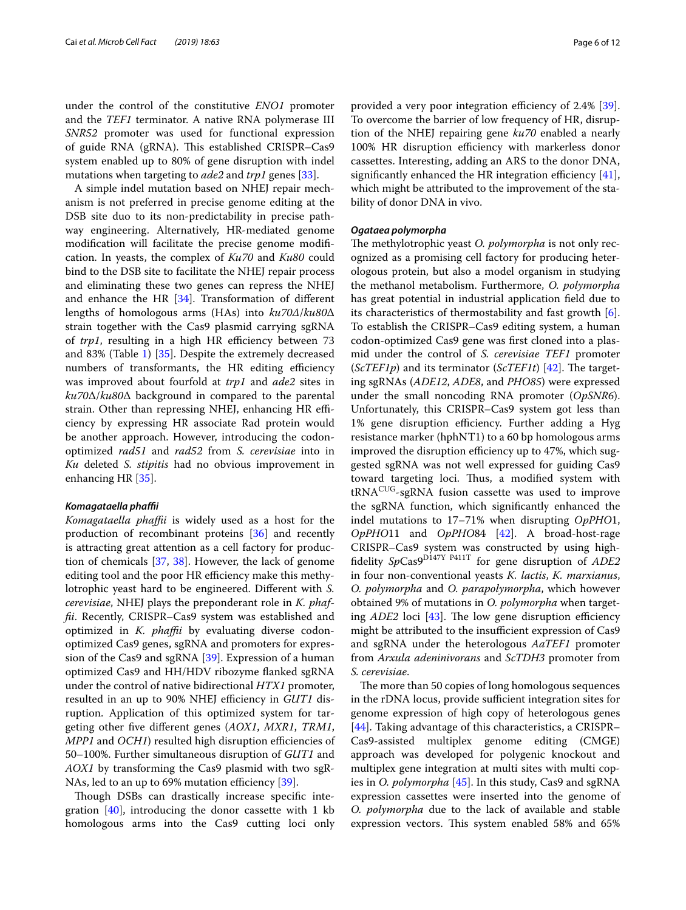under the control of the constitutive *ENO1* promoter and the *TEF1* terminator. A native RNA polymerase III *SNR52* promoter was used for functional expression of guide RNA (gRNA). This established CRISPR–Cas9 system enabled up to 80% of gene disruption with indel mutations when targeting to *ade2* and *trp1* genes [33].

A simple indel mutation based on NHEJ repair mechanism is not preferred in precise genome editing at the DSB site duo to its non-predictability in precise pathway engineering. Alternatively, HR-mediated genome modification will facilitate the precise genome modification. In yeasts, the complex of *Ku70* and *Ku80* could bind to the DSB site to facilitate the NHEJ repair process and eliminating these two genes can repress the NHEJ and enhance the HR [34]. Transformation of different lengths of homologous arms (HAs) into *ku70Δ*/*ku80Δ* strain together with the Cas9 plasmid carrying sgRNA of *trp1*, resulting in a high HR efficiency between 73 and 83% (Table 1) [35]. Despite the extremely decreased numbers of transformants, the HR editing efficiency was improved about fourfold at *trp1* and *ade2* sites in *ku70Δ*/*ku80Δ* background in compared to the parental strain. Other than repressing NHEJ, enhancing HR efficiency by expressing HR associate Rad protein would be another approach. However, introducing the codon-optimized *rad51* and *rad52* from *S. cerevisiae* into in *Ku* deleted *S. stipitis* had no obvious improvement in enhancing HR [35].

#### *Komagataella phaffii*

*Komagataella phaffii* is widely used as a host for the production of recombinant proteins [36] and recently is attracting great attention as a cell factory for production of chemicals [37, 38]. However, the lack of genome editing tool and the poor HR efficiency make this methylotrophic yeast hard to be engineered. Different with *S. cerevisiae*, NHEJ plays the preponderant role in *K. phaffii*. Recently, CRISPR–Cas9 system was established and optimized in *K. phaffii* by evaluating diverse codon-optimized Cas9 genes, sgRNA and promoters for expression of the Cas9 and sgRNA [39]. Expression of a human optimized Cas9 and HH/HDV ribozyme flanked sgRNA under the control of native bidirectional *HTX1* promoter, resulted in an up to 90% NHEJ efficiency in *GUT1* disruption. Application of this optimized system for targeting other five different genes (*AOX1*, *MXR1*, *TRM1*, *MPP1* and *OCH1*) resulted high disruption efficiencies of 50–100%. Further simultaneous disruption of *GUT1* and *AOX1* by transforming the Cas9 plasmid with two sgRNAs, led to an up to 69% mutation efficiency [39].

Though DSBs can drastically increase specific integration [40], introducing the donor cassette with 1 kb homologous arms into the Cas9 cutting loci only provided a very poor integration efficiency of 2.4% [39]. To overcome the barrier of low frequency of HR, disruption of the NHEJ repairing gene *ku70* enabled a nearly 100% HR disruption efficiency with markerless donor cassettes. Interesting, adding an ARS to the donor DNA, significantly enhanced the HR integration efficiency [41], which might be attributed to the improvement of the stability of donor DNA in vivo.

#### *Ogataea polymorpha*

The methylotrophic yeast *O. polymorpha* is not only recognized as a promising cell factory for producing heterologous protein, but also a model organism in studying the methanol metabolism. Furthermore, *O. polymorpha* has great potential in industrial application field due to its characteristics of thermostability and fast growth [6]. To establish the CRISPR–Cas9 editing system, a human codon-optimized Cas9 gene was first cloned into a plasmid under the control of *S. cerevisiae TEF1* promoter (*ScTEF1p*) and its terminator (*ScTEF1t*) [42]. The targeting sgRNAs (*ADE12*, *ADE8*, and *PHO85*) were expressed under the small noncoding RNA promoter (*OpSNR6*). Unfortunately, this CRISPR–Cas9 system got less than 1% gene disruption efficiency. Further adding a Hyg resistance marker (hphNT1) to a 60 bp homologous arms improved the disruption efficiency up to 47%, which suggested sgRNA was not well expressed for guiding Cas9 toward targeting loci. Thus, a modified system with $tRNA^{CUG}$-sgRNA fusion cassette was used to improve the sgRNA function, which significantly enhanced the indel mutations to 17–71% when disrupting *OpPHO1*, *OpPHO11* and *OpPHO84* [42]. A broad-host-rage CRISPR–Cas9 system was constructed by using high-fidelity $SpCas9^{D147Y\ P411T}$ for gene disruption of *ADE2* in four non-conventional yeasts *K. lactis*, *K. marxianus*, *O. polymorpha* and *O. parapolymorpha*, which however obtained 9% of mutations in *O. polymorpha* when targeting *ADE2* loci [43]. The low gene disruption efficiency might be attributed to the insufficient expression of Cas9 and sgRNA under the heterologous *AaTEF1* promoter from *Arxula adeninivorans* and *ScTDH3* promoter from *S. cerevisiae*.

The more than 50 copies of long homologous sequences in the rDNA locus, provide sufficient integration sites for genome expression of high copy of heterologous genes [44]. Taking advantage of this characteristics, a CRISPR–Cas9-assisted multiplex genome editing (CMGE) approach was developed for polygenic knockout and multiplex gene integration at multi sites with multi copies in *O. polymorpha* [45]. In this study, Cas9 and sgRNA expression cassettes were inserted into the genome of *O. polymorpha* due to the lack of available and stable expression vectors. This system enabled 58% and 65%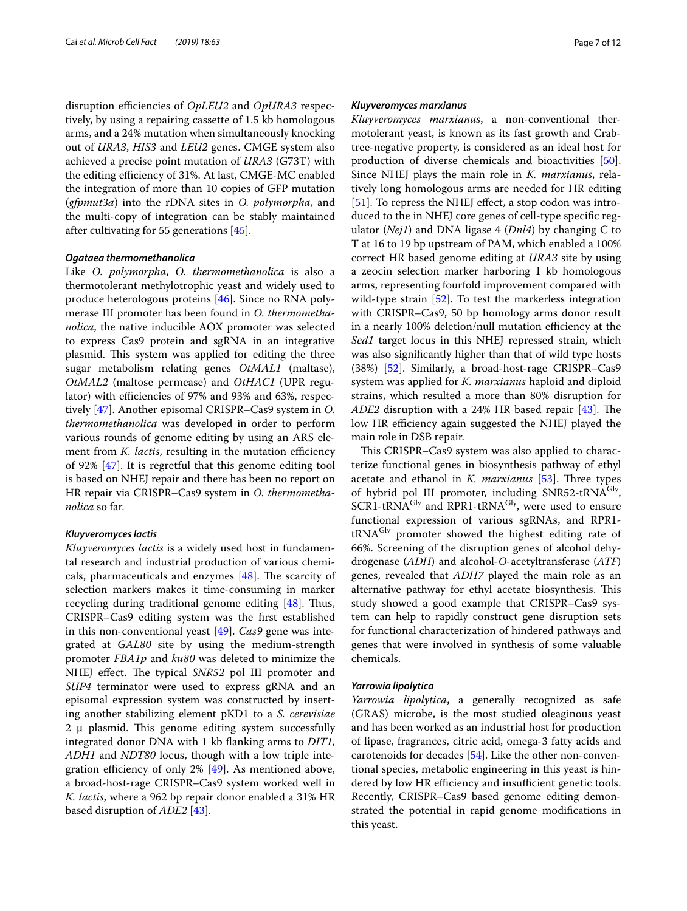disruption efficiencies of *OpLEU2* and *OpURA3* respectively, by using a repairing cassette of 1.5 kb homologous arms, and a 24% mutation when simultaneously knocking out of *URA3*, *HIS3* and *LEU2* genes. CMGE system also achieved a precise point mutation of *URA3* (G73T) with the editing efficiency of 31%. At last, CMGE-MC enabled the integration of more than 10 copies of GFP mutation (*gfpmut3a*) into the rDNA sites in *O. polymorpha*, and the multi-copy of integration can be stably maintained after cultivating for 55 generations [45].

#### *Ogataea thermomethanolica*

Like *O. polymorpha*, *O. thermomethanolica* is also a thermotolerant methylotrophic yeast and widely used to produce heterologous proteins [46]. Since no RNA polymerase III promoter has been found in *O. thermomethanolica*, the native inducible AOX promoter was selected to express Cas9 protein and sgRNA in an integrative plasmid. This system was applied for editing the three sugar metabolism relating genes *OtMAL1* (maltase), *OtMAL2* (maltose permease) and *OtHAC1* (UPR regulator) with efficiencies of 97% and 93% and 63%, respectively [47]. Another episomal CRISPR–Cas9 system in *O. thermomethanolica* was developed in order to perform various rounds of genome editing by using an ARS element from *K. lactis*, resulting in the mutation efficiency of 92% [47]. It is regretful that this genome editing tool is based on NHEJ repair and there has been no report on HR repair via CRISPR–Cas9 system in *O. thermomethanolica* so far.

#### *Kluyveromyces lactis*

*Kluyveromyces lactis* is a widely used host in fundamental research and industrial production of various chemicals, pharmaceuticals and enzymes [48]. The scarcity of selection markers makes it time-consuming in marker recycling during traditional genome editing [48]. Thus, CRISPR–Cas9 editing system was the first established in this non-conventional yeast [49]. *Cas9* gene was integrated at *GAL80* site by using the medium-strength promoter *FBA1p* and *ku80* was deleted to minimize the NHEJ effect. The typical *SNR52* pol III promoter and *SUP4* terminator were used to express gRNA and an episomal expression system was constructed by inserting another stabilizing element pKD1 to a *S. cerevisiae* 2 μ plasmid. This genome editing system successfully integrated donor DNA with 1 kb flanking arms to *DIT1*, *ADH1* and *NDT80* locus, though with a low triple integration efficiency of only 2% [49]. As mentioned above, a broad-host-rage CRISPR–Cas9 system worked well in *K. lactis*, where a 962 bp repair donor enabled a 31% HR based disruption of *ADE2* [43].

#### *Kluyveromyces marxianus*

*Kluyveromyces marxianus*, a non-conventional thermotolerant yeast, is known as its fast growth and Crabtree-negative property, is considered as an ideal host for production of diverse chemicals and bioactivities [50]. Since NHEJ plays the main role in *K. marxianus*, relatively long homologous arms are needed for HR editing [51]. To repress the NHEJ effect, a stop codon was introduced to the in NHEJ core genes of cell-type specific regulator (*Nej1*) and DNA ligase 4 (*Dnl4*) by changing C to T at 16 to 19 bp upstream of PAM, which enabled a 100% correct HR based genome editing at *URA3* site by using a zeocin selection marker harboring 1 kb homologous arms, representing fourfold improvement compared with wild-type strain [52]. To test the markerless integration with CRISPR–Cas9, 50 bp homology arms donor result in a nearly 100% deletion/null mutation efficiency at the *Sed1* target locus in this NHEJ repressed strain, which was also significantly higher than that of wild type hosts (38%) [52]. Similarly, a broad-host-rage CRISPR–Cas9 system was applied for *K. marxianus* haploid and diploid strains, which resulted a more than 80% disruption for *ADE2* disruption with a 24% HR based repair [43]. The low HR efficiency again suggested the NHEJ played the main role in DSB repair.

This CRISPR–Cas9 system was also applied to characterize functional genes in biosynthesis pathway of ethyl acetate and ethanol in *K. marxianus* [53]. Three types of hybrid pol III promoter, including SNR52-tRNA$^{Gly}$, SCR1-tRNA$^{Gly}$ and RPR1-tRNA$^{Gly}$, were used to ensure functional expression of various sgRNAs, and RPR1-tRNA$^{Gly}$ promoter showed the highest editing rate of 66%. Screening of the disruption genes of alcohol dehydrogenase (*ADH*) and alcohol-*O*-acetyltransferase (*ATF*) genes, revealed that *ADH7* played the main role as an alternative pathway for ethyl acetate biosynthesis. This study showed a good example that CRISPR–Cas9 system can help to rapidly construct gene disruption sets for functional characterization of hindered pathways and genes that were involved in synthesis of some valuable chemicals.

#### *Yarrowia lipolytica*

*Yarrowia lipolytica*, a generally recognized as safe (GRAS) microbe, is the most studied oleaginous yeast and has been worked as an industrial host for production of lipase, fragrances, citric acid, omega-3 fatty acids and carotenoids for decades [54]. Like the other non-conventional species, metabolic engineering in this yeast is hindered by low HR efficiency and insufficient genetic tools. Recently, CRISPR–Cas9 based genome editing demonstrated the potential in rapid genome modifications in this yeast.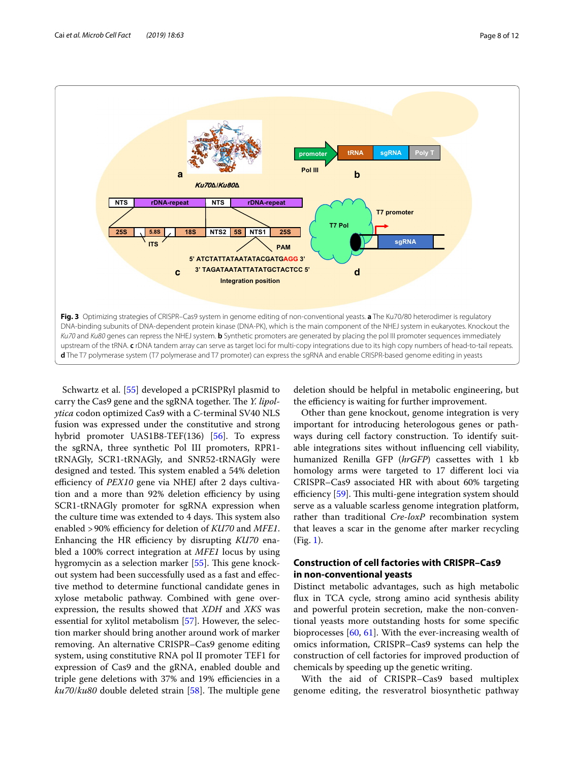**Fig. 3** Optimizing strategies of CRISPR–Cas9 system in genome editing of non-conventional yeasts. **a** The Ku70/80 heterodimer is regulatory DNA-binding subunits of DNA-dependent protein kinase (DNA-PK), which is the main component of the NHEJ system in eukaryotes. Knockout the *Ku70* and *Ku80* genes can repress the NHEJ system. **b** Synthetic promoters are generated by placing the pol III promoter sequences immediately upstream of the tRNA. **c** rDNA tandem array can serve as target loci for multi-copy integrations due to its high copy numbers of head-to-tail repeats. **d** The T7 polymerase system (T7 polymerase and T7 promoter) can express the sgRNA and enable CRISPR-based genome editing in yeasts

Schwartz et al. [55] developed a pCRISPRyl plasmid to carry the Cas9 gene and the sgRNA together. The *Y. lipolytica* codon optimized Cas9 with a C-terminal SV40 NLS fusion was expressed under the constitutive and strong hybrid promoter UAS1B8-TEF(136) [56]. To express the sgRNA, three synthetic Pol III promoters, RPR1-tRNAGly, SCR1-tRNAGly, and SNR52-tRNAGly were designed and tested. This system enabled a 54% deletion efficiency of *PEX10* gene via NHEJ after 2 days cultivation and a more than 92% deletion efficiency by using SCR1-tRNAGly promoter for sgRNA expression when the culture time was extended to 4 days. This system also enabled >90% efficiency for deletion of *KU70* and *MFE1*. Enhancing the HR efficiency by disrupting *KU70* enabled a 100% correct integration at *MFE1* locus by using hygromycin as a selection marker [55]. This gene knockout system had been successfully used as a fast and effective method to determine functional candidate genes in xylose metabolic pathway. Combined with gene overexpression, the results showed that *XDH* and *XKS* was essential for xylitol metabolism [57]. However, the selection marker should bring another around work of marker removing. An alternative CRISPR–Cas9 genome editing system, using constitutive RNA pol II promoter TEF1 for expression of Cas9 and the gRNA, enabled double and triple gene deletions with 37% and 19% efficiencies in a *ku70*/*ku80* double deleted strain [58]. The multiple gene deletion should be helpful in metabolic engineering, but the efficiency is waiting for further improvement.

Other than gene knockout, genome integration is very important for introducing heterologous genes or pathways during cell factory construction. To identify suitable integrations sites without influencing cell viability, humanized Renilla GFP (*hrGFP*) cassettes with 1 kb homology arms were targeted to 17 different loci via CRISPR–Cas9 associated HR with about 60% targeting efficiency [59]. This multi-gene integration system should serve as a valuable scarless genome integration platform, rather than traditional *Cre-loxP* recombination system that leaves a scar in the genome after marker recycling (Fig. 1).

## Construction of cell factories with CRISPR–Cas9 in non-conventional yeasts

Distinct metabolic advantages, such as high metabolic flux in TCA cycle, strong amino acid synthesis ability and powerful protein secretion, make the non-conventional yeasts more outstanding hosts for some specific bioprocesses [60, 61]. With the ever-increasing wealth of omics information, CRISPR–Cas9 systems can help the construction of cell factories for improved production of chemicals by speeding up the genetic writing.

With the aid of CRISPR–Cas9 based multiplex genome editing, the resveratrol biosynthetic pathway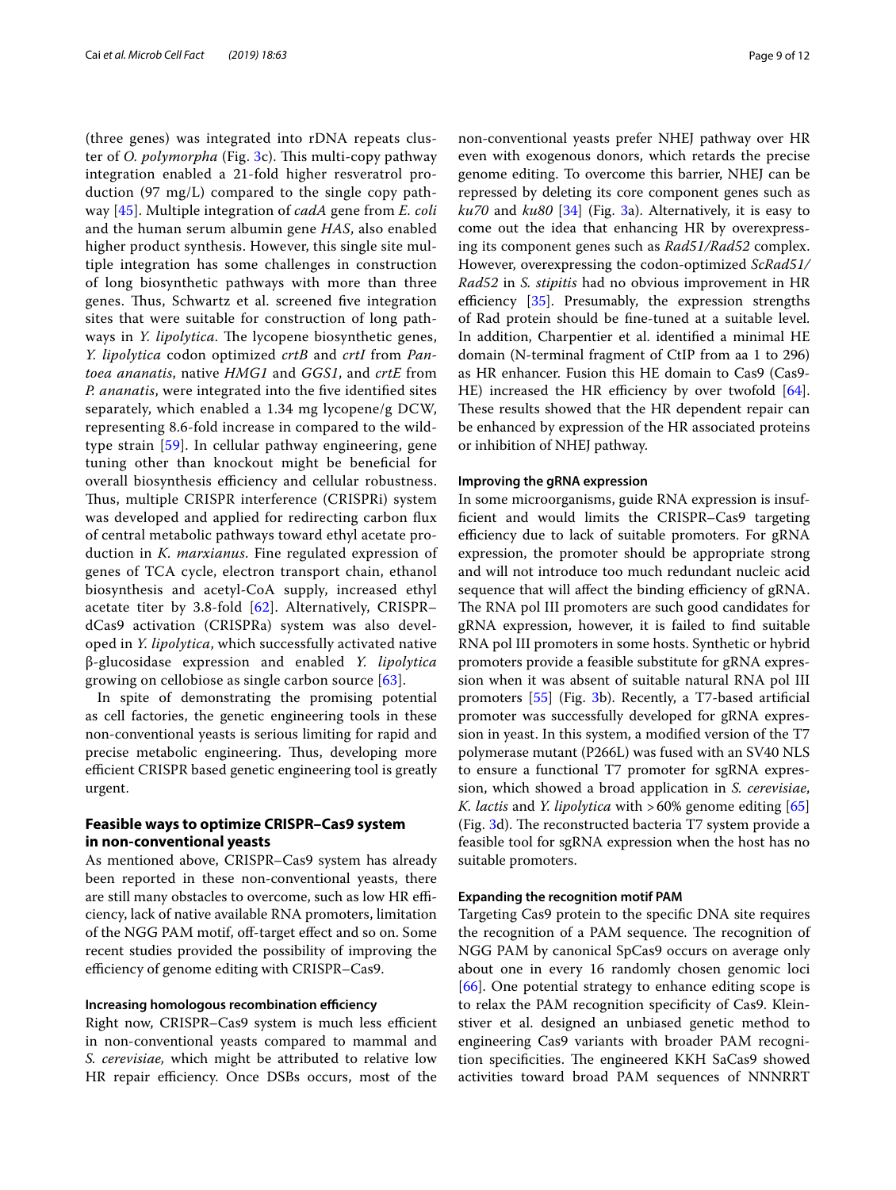(three genes) was integrated into rDNA repeats cluster of *O. polymorpha* (Fig. 3c). This multi-copy pathway integration enabled a 21-fold higher resveratrol production (97 mg/L) compared to the single copy pathway [45]. Multiple integration of *cadA* gene from *E. coli* and the human serum albumin gene *HAS*, also enabled higher product synthesis. However, this single site multiple integration has some challenges in construction of long biosynthetic pathways with more than three genes. Thus, Schwartz et al. screened five integration sites that were suitable for construction of long pathways in *Y. lipolytica*. The lycopene biosynthetic genes, *Y. lipolytica* codon optimized *crtB* and *crtI* from *Pantoea ananatis*, native *HMG1* and *GGS1*, and *crtE* from *P. ananatis*, were integrated into the five identified sites separately, which enabled a 1.34 mg lycopene/g DCW, representing 8.6-fold increase in compared to the wild-type strain [59]. In cellular pathway engineering, gene tuning other than knockout might be beneficial for overall biosynthesis efficiency and cellular robustness. Thus, multiple CRISPR interference (CRISPRi) system was developed and applied for redirecting carbon flux of central metabolic pathways toward ethyl acetate production in *K. marxianus*. Fine regulated expression of genes of TCA cycle, electron transport chain, ethanol biosynthesis and acetyl-CoA supply, increased ethyl acetate titer by 3.8-fold [62]. Alternatively, CRISPR–dCas9 activation (CRISPRa) system was also developed in *Y. lipolytica*, which successfully activated native β-glucosidase expression and enabled *Y. lipolytica* growing on cellobiose as single carbon source [63].

In spite of demonstrating the promising potential as cell factories, the genetic engineering tools in these non-conventional yeasts is serious limiting for rapid and precise metabolic engineering. Thus, developing more efficient CRISPR based genetic engineering tool is greatly urgent.

## Feasible ways to optimize CRISPR–Cas9 system in non-conventional yeasts

As mentioned above, CRISPR–Cas9 system has already been reported in these non-conventional yeasts, there are still many obstacles to overcome, such as low HR efficiency, lack of native available RNA promoters, limitation of the NGG PAM motif, off-target effect and so on. Some recent studies provided the possibility of improving the efficiency of genome editing with CRISPR–Cas9.

### Increasing homologous recombination efficiency

Right now, CRISPR–Cas9 system is much less efficient in non-conventional yeasts compared to mammal and *S. cerevisiae*, which might be attributed to relative low HR repair efficiency. Once DSBs occurs, most of the non-conventional yeasts prefer NHEJ pathway over HR even with exogenous donors, which retards the precise genome editing. To overcome this barrier, NHEJ can be repressed by deleting its core component genes such as *ku70* and *ku80* [34] (Fig. 3a). Alternatively, it is easy to come out the idea that enhancing HR by overexpressing its component genes such as *Rad51/Rad52* complex. However, overexpressing the codon-optimized *ScRad51/Rad52* in *S. stipitis* had no obvious improvement in HR efficiency [35]. Presumably, the expression strengths of Rad protein should be fine-tuned at a suitable level. In addition, Charpentier et al. identified a minimal HE domain (N-terminal fragment of CtIP from aa 1 to 296) as HR enhancer. Fusion this HE domain to Cas9 (Cas9-HE) increased the HR efficiency by over twofold [64]. These results showed that the HR dependent repair can be enhanced by expression of the HR associated proteins or inhibition of NHEJ pathway.

### Improving the gRNA expression

In some microorganisms, guide RNA expression is insufficient and would limits the CRISPR–Cas9 targeting efficiency due to lack of suitable promoters. For gRNA expression, the promoter should be appropriate strong and will not introduce too much redundant nucleic acid sequence that will affect the binding efficiency of gRNA. The RNA pol III promoters are such good candidates for gRNA expression, however, it is failed to find suitable RNA pol III promoters in some hosts. Synthetic or hybrid promoters provide a feasible substitute for gRNA expression when it was absent of suitable natural RNA pol III promoters [55] (Fig. 3b). Recently, a T7-based artificial promoter was successfully developed for gRNA expression in yeast. In this system, a modified version of the T7 polymerase mutant (P266L) was fused with an SV40 NLS to ensure a functional T7 promoter for sgRNA expression, which showed a broad application in *S. cerevisiae*, *K. lactis* and *Y. lipolytica* with >60% genome editing [65] (Fig. 3d). The reconstructed bacteria T7 system provide a feasible tool for sgRNA expression when the host has no suitable promoters.

### Expanding the recognition motif PAM

Targeting Cas9 protein to the specific DNA site requires the recognition of a PAM sequence. The recognition of NGG PAM by canonical SpCas9 occurs on average only about one in every 16 randomly chosen genomic loci [66]. One potential strategy to enhance editing scope is to relax the PAM recognition specificity of Cas9. Kleinstiver et al. designed an unbiased genetic method to engineering Cas9 variants with broader PAM recognition specificities. The engineered KKH SaCas9 showed activities toward broad PAM sequences of NNNRRT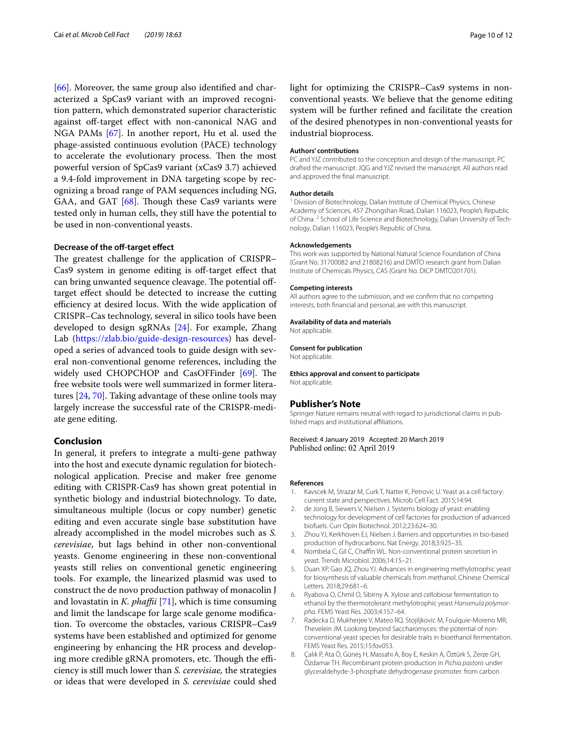[66]. Moreover, the same group also identified and characterized a SpCas9 variant with an improved recognition pattern, which demonstrated superior characteristic against off-target effect with non-canonical NAG and NGA PAMs [67]. In another report, Hu et al. used the phage-assisted continuous evolution (PACE) technology to accelerate the evolutionary process. Then the most powerful version of SpCas9 variant (xCas9 3.7) achieved a 9.4-fold improvement in DNA targeting scope by recognizing a broad range of PAM sequences including NG, GAA, and GAT [68]. Though these Cas9 variants were tested only in human cells, they still have the potential to be used in non-conventional yeasts.

#### Decrease of the off-target effect

The greatest challenge for the application of CRISPR–Cas9 system in genome editing is off-target effect that can bring unwanted sequence cleavage. The potential off-target effect should be detected to increase the cutting efficiency at desired locus. With the wide application of CRISPR–Cas technology, several in silico tools have been developed to design sgRNAs [24]. For example, Zhang Lab (https://zlab.bio/guide-design-resources) has developed a series of advanced tools to guide design with several non-conventional genome references, including the widely used CHOPCHOP and CasOFFinder [69]. The free website tools were well summarized in former literatures [24, 70]. Taking advantage of these online tools may largely increase the successful rate of the CRISPR-mediate gene editing.

## Conclusion

In general, it prefers to integrate a multi-gene pathway into the host and execute dynamic regulation for biotechnological application. Precise and maker free genome editing with CRISPR-Cas9 has shown great potential in synthetic biology and industrial biotechnology. To date, simultaneous multiple (locus or copy number) genetic editing and even accurate single base substitution have already accomplished in the model microbes such as *S. cerevisiae*, but lags behind in other non-conventional yeasts. Genome engineering in these non-conventional yeasts still relies on conventional genetic engineering tools. For example, the linearized plasmid was used to construct the de novo production pathway of monacolin J and lovastatin in *K. phaffii* [71], which is time consuming and limit the landscape for large scale genome modification. To overcome the obstacles, various CRISPR–Cas9 systems have been established and optimized for genome engineering by enhancing the HR process and developing more credible gRNA promoters, etc. Though the efficiency is still much lower than *S. cerevisiae,* the strategies or ideas that were developed in *S. cerevisiae* could shed light for optimizing the CRISPR–Cas9 systems in non-conventional yeasts. We believe that the genome editing system will be further refined and facilitate the creation of the desired phenotypes in non-conventional yeasts for industrial bioprocess.

#### Authors' contributions

PC and YJZ contributed to the conception and design of the manuscript. PC drafted the manuscript. JQG and YJZ revised the manuscript. All authors read and approved the final manuscript.

#### Author details

[1] Division of Biotechnology, Dalian Institute of Chemical Physics, Chinese Academy of Sciences, 457 Zhongshan Road, Dalian 116023, People's Republic of China. [2] School of Life Science and Biotechnology, Dalian University of Technology, Dalian 116023, People's Republic of China.

#### Acknowledgements

This work was supported by National Natural Science Foundation of China (Grant No. 31700082 and 21808216) and DMTO research grant from Dalian Institute of Chemicals Physics, CAS (Grant No. DICP DMTO201701).

#### Competing interests

All authors agree to the submission, and we confirm that no competing interests, both financial and personal, are with this manuscript.

#### Availability of data and materials

Not applicable.

#### Consent for publication

Not applicable.

#### Ethics approval and consent to participate

Not applicable.

### Publisher's Note

Springer Nature remains neutral with regard to jurisdictional claims in published maps and institutional affiliations.

Received: 4 January 2019 Accepted: 20 March 2019
Published online: 02 April 2019

#### References

1. Kavscek M, Strazar M, Curk T, Natter K, Petrovic U. Yeast as a cell factory: current state and perspectives. Microb Cell Fact. 2015;14:94.
2. de Jong B, Siewers V, Nielsen J. Systems biology of yeast: enabling technology for development of cell factories for production of advanced biofuels. Curr Opin Biotechnol. 2012;23:624–30.
3. Zhou YJ, Kerkhoven EJ, Nielsen J. Barriers and opportunities in bio-based production of hydrocarbons. Nat Energy. 2018;3:925–35.
4. Nombela C, Gil C, Chaffin WL. Non-conventional protein secretion in yeast. Trends Microbiol. 2006;14:15–21.
5. Duan XP, Gao JQ, Zhou YJ. Advances in engineering methylotrophic yeast for biosynthesis of valuable chemicals from methanol. Chinese Chemical Letters. 2018;29:681–6.
6. Ryabova O, Chmil O, Sibirny A. Xylose and cellobiose fermentation to ethanol by the thermotolerant methylotrophic yeast *Hansenula polymorpha*. FEMS Yeast Res. 2003;4:157–64.
7. Radecka D, Mukherjee V, Mateo RQ. Stojiljkovic M, Foulquie-Moreno MR, Thevelein JM. Looking beyond Saccharomyces: the potential of non-conventional yeast species for desirable traits in bioethanol fermentation. FEMS Yeast Res. 2015;15:fov053.
8. Çalık P, Ata Ö, Güneş H, Massahi A, Boy E, Keskin A, Öztürk S, Zerze GH, Özdamar TH. Recombinant protein production in *Pichia pastoris* under glyceraldehyde-3-phosphate dehydrogenase promoter: from carbon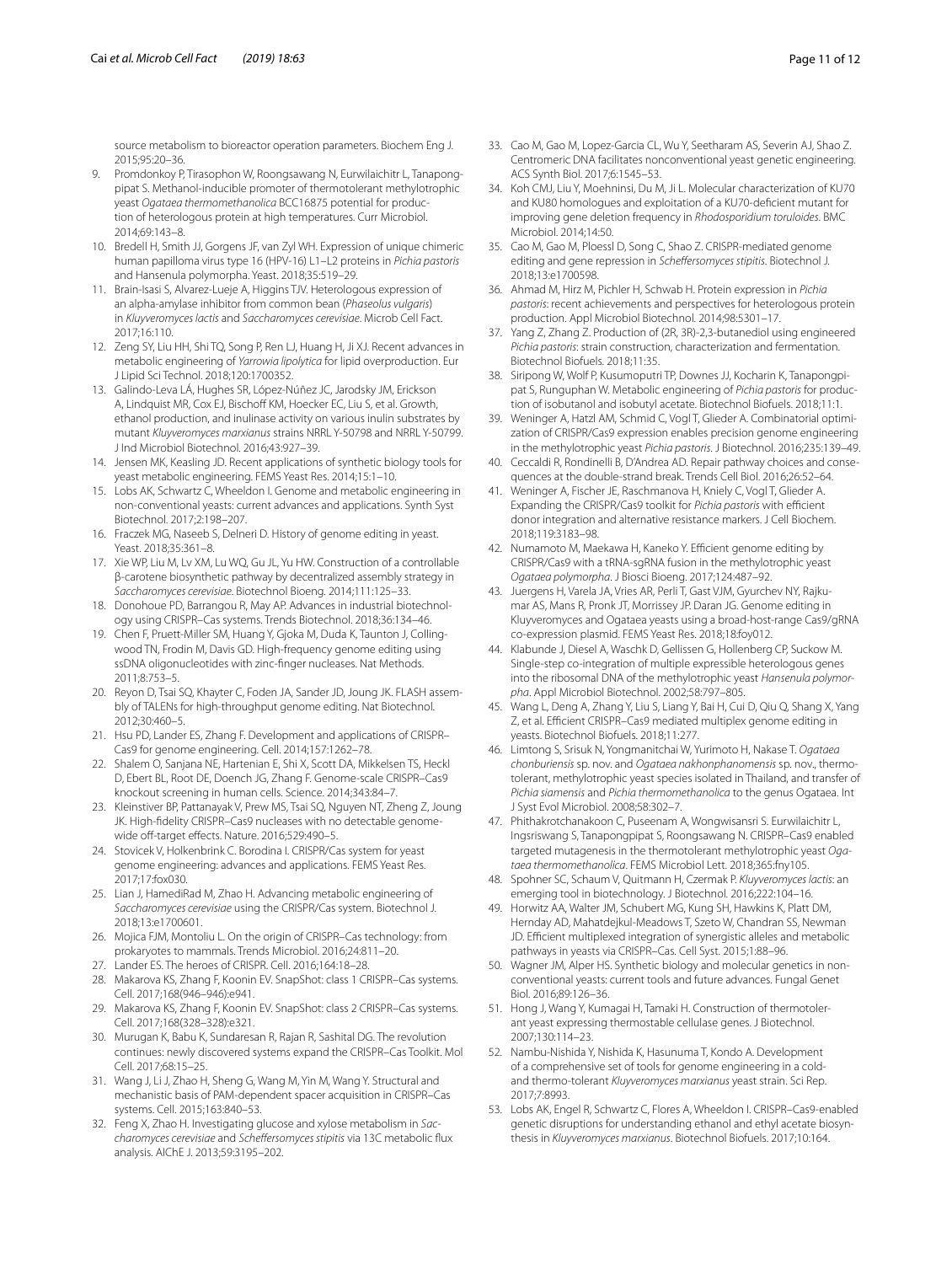source metabolism to bioreactor operation parameters. Biochem Eng J. 2015;95:20–36.

9. Promdonkoy P, Tirasophon W, Roongsawang N, Eurwilaichitr L, Tanapongpipat S. Methanol-inducible promoter of thermotolerant methylotrophic yeast *Ogataea thermomethanolica* BCC16875 potential for production of heterologous protein at high temperatures. Curr Microbiol. 2014;69:143–8.
10. Bredell H, Smith JJ, Gorgens JF, van Zyl WH. Expression of unique chimeric human papilloma virus type 16 (HPV-16) L1–L2 proteins in *Pichia pastoris* and Hansenula polymorpha. Yeast. 2018;35:519–29.
11. Brain-Isasi S, Alvarez-Lueje A, Higgins TJV. Heterologous expression of an alpha-amylase inhibitor from common bean (*Phaseolus vulgaris*) in *Kluyveromyces lactis* and *Saccharomyces cerevisiae*. Microb Cell Fact. 2017;16:110.
12. Zeng SY, Liu HH, Shi TQ, Song P, Ren LJ, Huang H, Ji XJ. Recent advances in metabolic engineering of *Yarrowia lipolytica* for lipid overproduction. Eur J Lipid Sci Technol. 2018;120:1700352.
13. Galindo-Leva LÁ, Hughes SR, López-Núñez JC, Jarodsky JM, Erickson A, Lindquist MR, Cox EJ, Bischoff KM, Hoecker EC, Liu S, et al. Growth, ethanol production, and inulinase activity on various inulin substrates by mutant *Kluyveromyces marxianus* strains NRRL Y-50798 and NRRL Y-50799. J Ind Microbiol Biotechnol. 2016;43:927–39.
14. Jensen MK, Keasling JD. Recent applications of synthetic biology tools for yeast metabolic engineering. FEMS Yeast Res. 2014;15:1–10.
15. Lobs AK, Schwartz C, Wheeldon I. Genome and metabolic engineering in non-conventional yeasts: current advances and applications. Synth Syst Biotechnol. 2017;2:198–207.
16. Fraczek MG, Naseeb S, Delneri D. History of genome editing in yeast. Yeast. 2018;35:361–8.
17. Xie WP, Liu M, Lv XM, Lu WQ, Gu JL, Yu HW. Construction of a controllable β-carotene biosynthetic pathway by decentralized assembly strategy in *Saccharomyces cerevisiae*. Biotechnol Bioeng. 2014;111:125–33.
18. Donohoue PD, Barrangou R, May AP. Advances in industrial biotechnology using CRISPR–Cas systems. Trends Biotechnol. 2018;36:134–46.
19. Chen F, Pruett-Miller SM, Huang Y, Gjoka M, Duda K, Taunton J, Collingwood TN, Frodin M, Davis GD. High-frequency genome editing using ssDNA oligonucleotides with zinc-finger nucleases. Nat Methods. 2011;8:753–5.
20. Reyon D, Tsai SQ, Khayter C, Foden JA, Sander JD, Joung JK. FLASH assembly of TALENs for high-throughput genome editing. Nat Biotechnol. 2012;30:460–5.
21. Hsu PD, Lander ES, Zhang F. Development and applications of CRISPR–Cas9 for genome engineering. Cell. 2014;157:1262–78.
22. Shalem O, Sanjana NE, Hartenian E, Shi X, Scott DA, Mikkelsen TS, Heckl D, Ebert BL, Root DE, Doench JG, Zhang F. Genome-scale CRISPR–Cas9 knockout screening in human cells. Science. 2014;343:84–7.
23. Kleinstiver BP, Pattanayak V, Prew MS, Tsai SQ, Nguyen NT, Zheng Z, Joung JK. High-fidelity CRISPR–Cas9 nucleases with no detectable genome-wide off-target effects. Nature. 2016;529:490–5.
24. Stovicek V, Holkenbrink C. Borodina I. CRISPR/Cas system for yeast genome engineering: advances and applications. FEMS Yeast Res. 2017;17:fox030.
25. Lian J, HamediRad M, Zhao H. Advancing metabolic engineering of *Saccharomyces cerevisiae* using the CRISPR/Cas system. Biotechnol J. 2018;13:e1700601.
26. Mojica FJM, Montoliu L. On the origin of CRISPR–Cas technology: from prokaryotes to mammals. Trends Microbiol. 2016;24:811–20.
27. Lander ES. The heroes of CRISPR. Cell. 2016;164:18–28.
28. Makarova KS, Zhang F, Koonin EV. SnapShot: class 1 CRISPR–Cas systems. Cell. 2017;168(946–946):e941.
29. Makarova KS, Zhang F, Koonin EV. SnapShot: class 2 CRISPR–Cas systems. Cell. 2017;168(328–328):e321.
30. Murugan K, Babu K, Sundaresan R, Rajan R, Sashital DG. The revolution continues: newly discovered systems expand the CRISPR–Cas Toolkit. Mol Cell. 2017;68:15–25.
31. Wang J, Li J, Zhao H, Sheng G, Wang M, Yin M, Wang Y. Structural and mechanistic basis of PAM-dependent spacer acquisition in CRISPR–Cas systems. Cell. 2015;163:840–53.
32. Feng X, Zhao H. Investigating glucose and xylose metabolism in *Saccharomyces cerevisiae* and *Scheffersomyces stipitis* via 13C metabolic flux analysis. AIChE J. 2013;59:3195–202.
33. Cao M, Gao M, Lopez-Garcia CL, Wu Y, Seetharam AS, Severin AJ, Shao Z. Centromeric DNA facilitates nonconventional yeast genetic engineering. ACS Synth Biol. 2017;6:1545–53.
34. Koh CMJ, Liu Y, Moehninsi, Du M, Ji L. Molecular characterization of KU70 and KU80 homologues and exploitation of a KU70-deficient mutant for improving gene deletion frequency in *Rhodosporidium toruloides*. BMC Microbiol. 2014;14:50.
35. Cao M, Gao M, Ploessl D, Song C, Shao Z. CRISPR-mediated genome editing and gene repression in *Scheffersomyces stipitis*. Biotechnol J. 2018;13:e1700598.
36. Ahmad M, Hirz M, Pichler H, Schwab H. Protein expression in *Pichia pastoris*: recent achievements and perspectives for heterologous protein production. Appl Microbiol Biotechnol. 2014;98:5301–17.
37. Yang Z, Zhang Z. Production of (2R, 3R)-2,3-butanediol using engineered *Pichia pastoris*: strain construction, characterization and fermentation. Biotechnol Biofuels. 2018;11:35.
38. Siripong W, Wolf P, Kusumoputri TP, Downes JJ, Kocharin K, Tanapongpipat S, Runguphan W. Metabolic engineering of *Pichia pastoris* for production of isobutanol and isobutyl acetate. Biotechnol Biofuels. 2018;11:1.
39. Weninger A, Hatzl AM, Schmid C, Vogl T, Glieder A. Combinatorial optimization of CRISPR/Cas9 expression enables precision genome engineering in the methylotrophic yeast *Pichia pastoris*. J Biotechnol. 2016;235:139–49.
40. Ceccaldi R, Rondinelli B, D'Andrea AD. Repair pathway choices and consequences at the double-strand break. Trends Cell Biol. 2016;26:52–64.
41. Weninger A, Fischer JE, Raschmanova H, Kniely C, Vogl T, Glieder A. Expanding the CRISPR/Cas9 toolkit for *Pichia pastoris* with efficient donor integration and alternative resistance markers. J Cell Biochem. 2018;119:3183–98.
42. Numamoto M, Maekawa H, Kaneko Y. Efficient genome editing by CRISPR/Cas9 with a tRNA-sgRNA fusion in the methylotrophic yeast *Ogataea polymorpha*. J Biosci Bioeng. 2017;124:487–92.
43. Juergens H, Varela JA, Vries AR, Perli T, Gast VJM, Gyurchev NY, Rajkumar AS, Mans R, Pronk JT, Morrissey JP. Daran JG. Genome editing in Kluyveromyces and Ogataea yeasts using a broad-host-range Cas9/gRNA co-expression plasmid. FEMS Yeast Res. 2018;18:foy012.
44. Klabunde J, Diesel A, Waschk D, Gellissen G, Hollenberg CP, Suckow M. Single-step co-integration of multiple expressible heterologous genes into the ribosomal DNA of the methylotrophic yeast *Hansenula polymorpha*. Appl Microbiol Biotechnol. 2002;58:797–805.
45. Wang L, Deng A, Zhang Y, Liu S, Liang Y, Bai H, Cui D, Qiu Q, Shang X, Yang Z, et al. Efficient CRISPR–Cas9 mediated multiplex genome editing in yeasts. Biotechnol Biofuels. 2018;11:277.
46. Limtong S, Srisuk N, Yongmanitchai W, Yurimoto H, Nakase T. *Ogataea chonburiensis* sp. nov. and *Ogataea nakhonphanomensis* sp. nov., thermotolerant, methylotrophic yeast species isolated in Thailand, and transfer of *Pichia siamensis* and *Pichia thermomethanolica* to the genus Ogataea. Int J Syst Evol Microbiol. 2008;58:302–7.
47. Phithakrotchanakoon C, Puseenam A, Wongwisansri S. Eurwilaichitr L, Ingsriswang S, Tanapongpipat S, Roongsawang N. CRISPR–Cas9 enabled targeted mutagenesis in the thermotolerant methylotrophic yeast *Ogataea thermomethanolica*. FEMS Microbiol Lett. 2018;365:fny105.
48. Spohner SC, Schaum V, Quitmann H, Czermak P. *Kluyveromyces lactis*: an emerging tool in biotechnology. J Biotechnol. 2016;222:104–16.
49. Horwitz AA, Walter JM, Schubert MG, Kung SH, Hawkins K, Platt DM, Hernday AD, Mahatdejkul-Meadows T, Szeto W, Chandran SS, Newman JD. Efficient multiplexed integration of synergistic alleles and metabolic pathways in yeasts via CRISPR–Cas. Cell Syst. 2015;1:88–96.
50. Wagner JM, Alper HS. Synthetic biology and molecular genetics in non-conventional yeasts: current tools and future advances. Fungal Genet Biol. 2016;89:126–36.
51. Hong J, Wang Y, Kumagai H, Tamaki H. Construction of thermotolerant yeast expressing thermostable cellulase genes. J Biotechnol. 2007;130:114–23.
52. Nambu-Nishida Y, Nishida K, Hasunuma T, Kondo A. Development of a comprehensive set of tools for genome engineering in a cold- and thermo-tolerant *Kluyveromyces marxianus* yeast strain. Sci Rep. 2017;7:8993.
53. Lobs AK, Engel R, Schwartz C, Flores A, Wheeldon I. CRISPR–Cas9-enabled genetic disruptions for understanding ethanol and ethyl acetate biosynthesis in *Kluyveromyces marxianus*. Biotechnol Biofuels. 2017;10:164.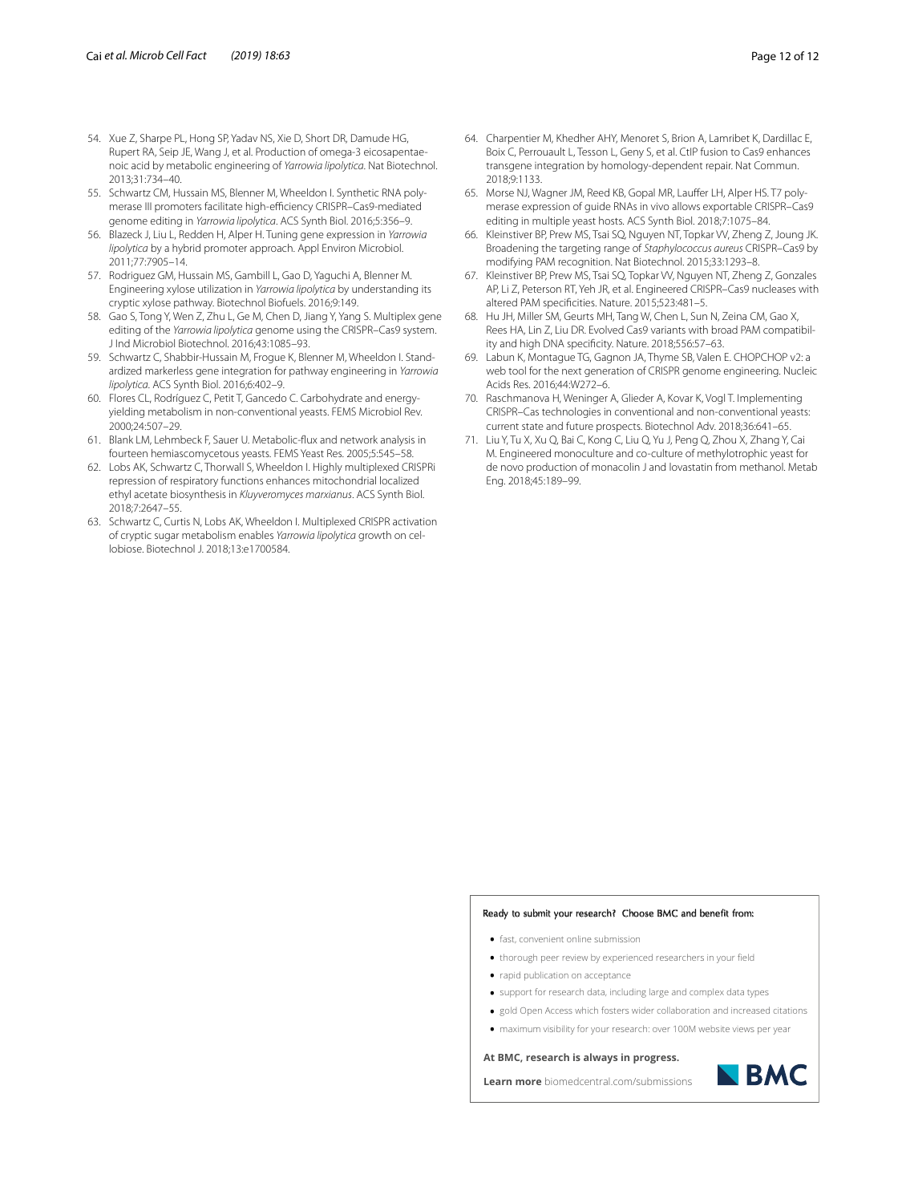54. Xue Z, Sharpe PL, Hong SP, Yadav NS, Xie D, Short DR, Damude HG, Rupert RA, Seip JE, Wang J, et al. Production of omega-3 eicosapentaenoic acid by metabolic engineering of *Yarrowia lipolytica*. Nat Biotechnol. 2013;31:734–40.
55. Schwartz CM, Hussain MS, Blenner M, Wheeldon I. Synthetic RNA polymerase III promoters facilitate high-efficiency CRISPR–Cas9-mediated genome editing in *Yarrowia lipolytica*. ACS Synth Biol. 2016;5:356–9.
56. Blazeck J, Liu L, Redden H, Alper H. Tuning gene expression in *Yarrowia lipolytica* by a hybrid promoter approach. Appl Environ Microbiol. 2011;77:7905–14.
57. Rodriguez GM, Hussain MS, Gambill L, Gao D, Yaguchi A, Blenner M. Engineering xylose utilization in *Yarrowia lipolytica* by understanding its cryptic xylose pathway. Biotechnol Biofuels. 2016;9:149.
58. Gao S, Tong Y, Wen Z, Zhu L, Ge M, Chen D, Jiang Y, Yang S. Multiplex gene editing of the *Yarrowia lipolytica* genome using the CRISPR–Cas9 system. J Ind Microbiol Biotechnol. 2016;43:1085–93.
59. Schwartz C, Shabbir-Hussain M, Frogue K, Blenner M, Wheeldon I. Standardized markerless gene integration for pathway engineering in *Yarrowia lipolytica*. ACS Synth Biol. 2016;6:402–9.
60. Flores CL, Rodríguez C, Petit T, Gancedo C. Carbohydrate and energy-yielding metabolism in non-conventional yeasts. FEMS Microbiol Rev. 2000;24:507–29.
61. Blank LM, Lehmbeck F, Sauer U. Metabolic-flux and network analysis in fourteen hemiascomycetous yeasts. FEMS Yeast Res. 2005;5:545–58.
62. Lobs AK, Schwartz C, Thorwall S, Wheeldon I. Highly multiplexed CRISPRi repression of respiratory functions enhances mitochondrial localized ethyl acetate biosynthesis in *Kluyveromyces marxianus*. ACS Synth Biol. 2018;7:2647–55.
63. Schwartz C, Curtis N, Lobs AK, Wheeldon I. Multiplexed CRISPR activation of cryptic sugar metabolism enables *Yarrowia lipolytica* growth on cellobiose. Biotechnol J. 2018;13:e1700584.
64. Charpentier M, Khedher AHY, Menoret S, Brion A, Lamribet K, Dardillac E, Boix C, Perrouault L, Tesson L, Geny S, et al. CtIP fusion to Cas9 enhances transgene integration by homology-dependent repair. Nat Commun. 2018;9:1133.
65. Morse NJ, Wagner JM, Reed KB, Gopal MR, Lauffer LH, Alper HS. T7 polymerase expression of guide RNAs in vivo allows exportable CRISPR–Cas9 editing in multiple yeast hosts. ACS Synth Biol. 2018;7:1075–84.
66. Kleinstiver BP, Prew MS, Tsai SQ, Nguyen NT, Topkar VV, Zheng Z, Joung JK. Broadening the targeting range of *Staphylococcus aureus* CRISPR–Cas9 by modifying PAM recognition. Nat Biotechnol. 2015;33:1293–8.
67. Kleinstiver BP, Prew MS, Tsai SQ, Topkar VV, Nguyen NT, Zheng Z, Gonzales AP, Li Z, Peterson RT, Yeh JR, et al. Engineered CRISPR–Cas9 nucleases with altered PAM specificities. Nature. 2015;523:481–5.
68. Hu JH, Miller SM, Geurts MH, Tang W, Chen L, Sun N, Zeina CM, Gao X, Rees HA, Lin Z, Liu DR. Evolved Cas9 variants with broad PAM compatibility and high DNA specificity. Nature. 2018;556:57–63.
69. Labun K, Montague TG, Gagnon JA, Thyme SB, Valen E. CHOPCHOP v2: a web tool for the next generation of CRISPR genome engineering. Nucleic Acids Res. 2016;44:W272–6.
70. Raschmanova H, Weninger A, Glieder A, Kovar K, Vogl T. Implementing CRISPR–Cas technologies in conventional and non-conventional yeasts: current state and future prospects. Biotechnol Adv. 2018;36:641–65.
71. Liu Y, Tu X, Xu Q, Bai C, Kong C, Liu Q, Yu J, Peng Q, Zhou X, Zhang Y, Cai M. Engineered monoculture and co-culture of methylotrophic yeast for de novo production of monacolin J and lovastatin from methanol. Metab Eng. 2018;45:189–99.

Ready to submit your research? Choose BMC and benefit from:

- fast, convenient online submission
- thorough peer review by experienced researchers in your field
- rapid publication on acceptance
- support for research data, including large and complex data types
- gold Open Access which fosters wider collaboration and increased citations
- maximum visibility for your research: over 100M website views per year

**At BMC, research is always in progress.**

**Learn more** biomedcentral.com/submissions

BMC